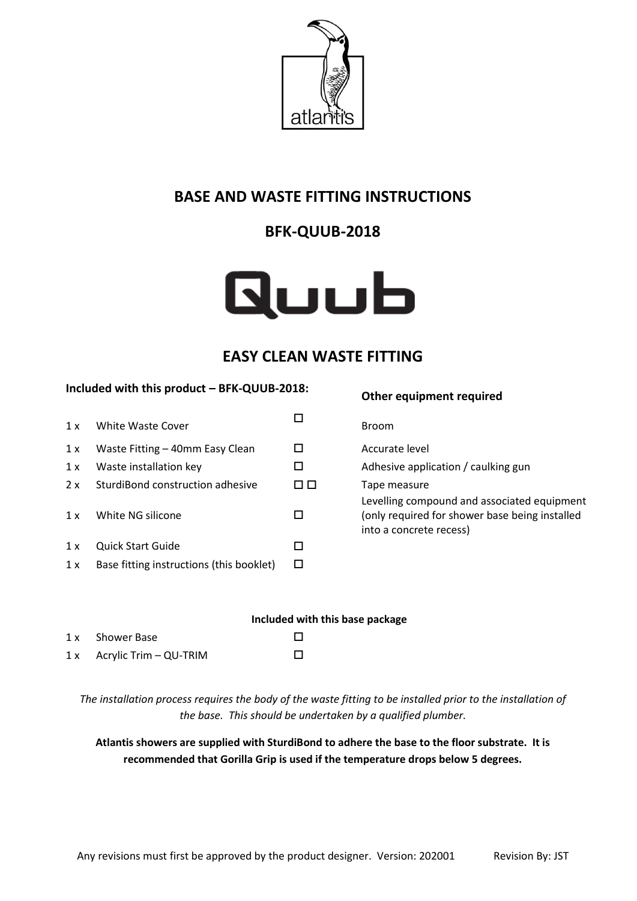atlantis

# BASE AND WASTE FITTING INSTRUCTIONS

## BFK-QUUB-2018

Quub

## EASY CLEAN WASTE FITTING

**Included with this product – BFK-QUUB-2018:**

| Qty | Item | Check |
|---|---|---|
| 1 x | White Waste Cover | ☐ |
| 1 x | Waste Fitting – 40mm Easy Clean | ☐ |
| 1 x | Waste installation key | ☐ |
| 2 x | SturdiBond construction adhesive | ☐ ☐ |
| 1 x | White NG silicone | ☐ |
| 1 x | Quick Start Guide | ☐ |
| 1 x | Base fitting instructions (this booklet) | ☐ |

**Other equipment required**

- Broom
- Accurate level
- Adhesive application / caulking gun
- Tape measure
- Levelling compound and associated equipment (only required for shower base being installed into a concrete recess)

**Included with this base package**

| Qty | Item | Check |
|---|---|---|
| 1 x | Shower Base | ☐ |
| 1 x | Acrylic Trim – QU-TRIM | ☐ |

*The installation process requires the body of the waste fitting to be installed prior to the installation of the base. This should be undertaken by a qualified plumber.*

**Atlantis showers are supplied with SturdiBond to adhere the base to the floor substrate. It is recommended that Gorilla Grip is used if the temperature drops below 5 degrees.**

Any revisions must first be approved by the product designer. Version: 202001 Revision By: JST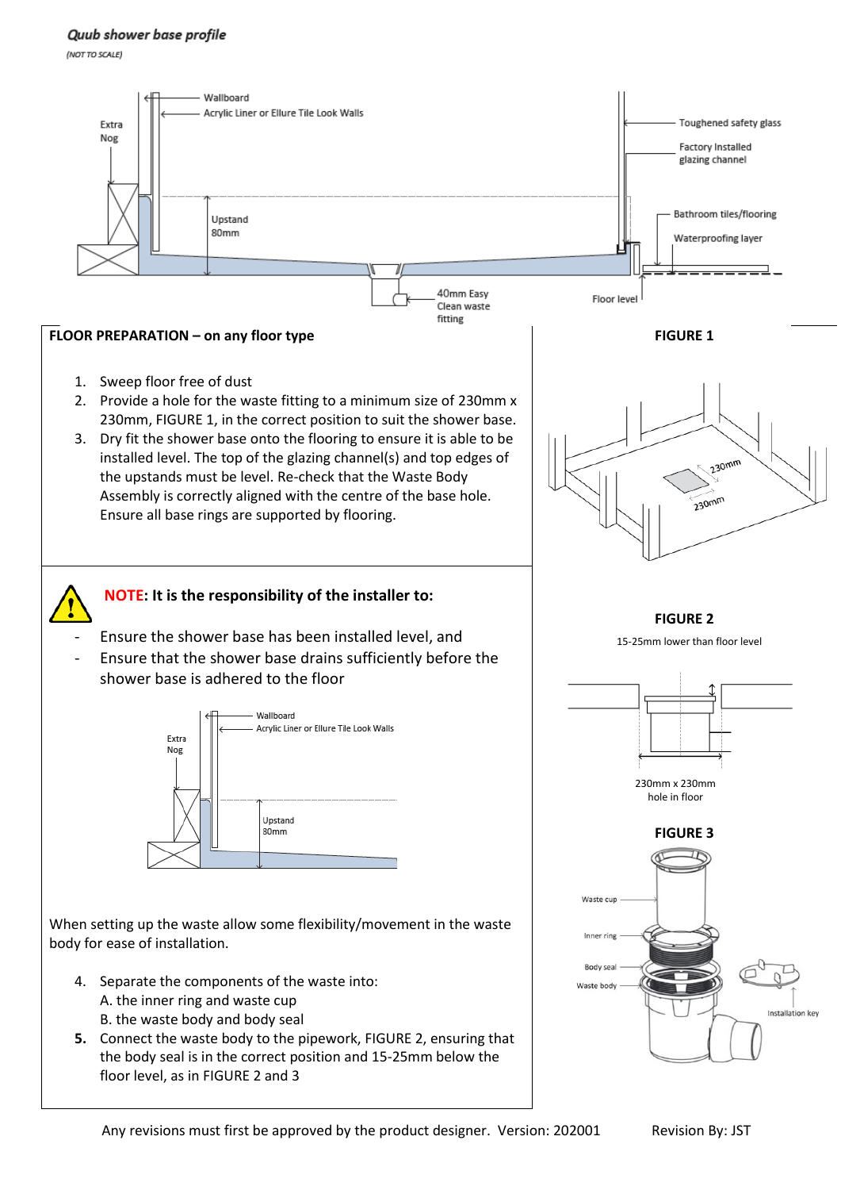*Quub shower base profile*

*(NOT TO SCALE)*

Wallboard

Acrylic Liner or Ellure Tile Look Walls

Extra Nog

Upstand 80mm

40mm Easy Clean waste fitting

Toughened safety glass

Factory Installed glazing channel

Bathroom tiles/flooring

Waterproofing layer

Floor level

**FLOOR PREPARATION – on any floor type**

1. Sweep floor free of dust
2. Provide a hole for the waste fitting to a minimum size of 230mm x 230mm, FIGURE 1, in the correct position to suit the shower base.
3. Dry fit the shower base onto the flooring to ensure it is able to be installed level. The top of the glazing channel(s) and top edges of the upstands must be level. Re-check that the Waste Body Assembly is correctly aligned with the centre of the base hole. Ensure all base rings are supported by flooring.

**FIGURE 1**

230mm

230mm

**NOTE: It is the responsibility of the installer to:**

- Ensure the shower base has been installed level, and
- Ensure that the shower base drains sufficiently before the shower base is adhered to the floor

Wallboard

Acrylic Liner or Ellure Tile Look Walls

Extra Nog

Upstand 80mm

**FIGURE 2**

15-25mm lower than floor level

230mm x 230mm hole in floor

**FIGURE 3**

Waste cup

Inner ring

Body seal

Waste body

Installation key

When setting up the waste allow some flexibility/movement in the waste body for ease of installation.

4. Separate the components of the waste into:
   A. the inner ring and waste cup
   B. the waste body and body seal
5. Connect the waste body to the pipework, FIGURE 2, ensuring that the body seal is in the correct position and 15-25mm below the floor level, as in FIGURE 2 and 3

Any revisions must first be approved by the product designer. Version: 202001 Revision By: JST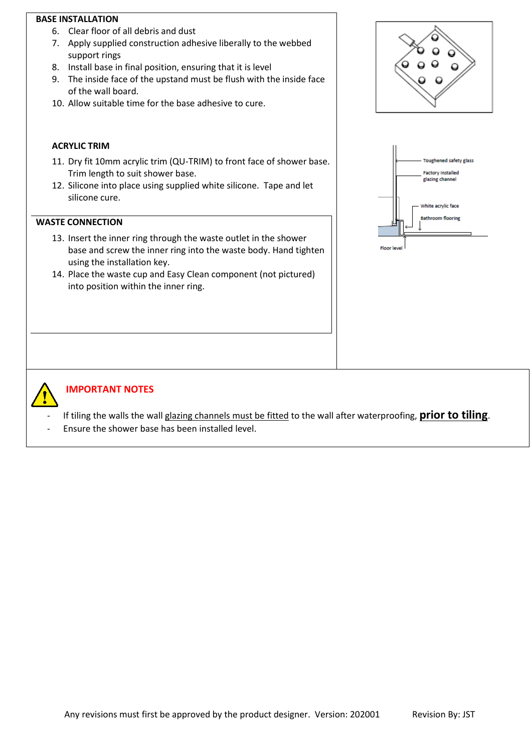## BASE INSTALLATION

6. Clear floor of all debris and dust
7. Apply supplied construction adhesive liberally to the webbed support rings
8. Install base in final position, ensuring that it is level
9. The inside face of the upstand must be flush with the inside face of the wall board.
10. Allow suitable time for the base adhesive to cure.

### ACRYLIC TRIM

11. Dry fit 10mm acrylic trim (QU-TRIM) to front face of shower base. Trim length to suit shower base.
12. Silicone into place using supplied white silicone. Tape and let silicone cure.

Toughened safety glass

Factory installed glazing channel

White acrylic face

Bathroom flooring

Floor level

## WASTE CONNECTION

13. Insert the inner ring through the waste outlet in the shower base and screw the inner ring into the waste body. Hand tighten using the installation key.
14. Place the waste cup and Easy Clean component (not pictured) into position within the inner ring.

## IMPORTANT NOTES

- If tiling the walls the wall glazing channels must be fitted to the wall after waterproofing, **prior to tiling**.
- Ensure the shower base has been installed level.

Any revisions must first be approved by the product designer. Version: 202001 Revision By: JST